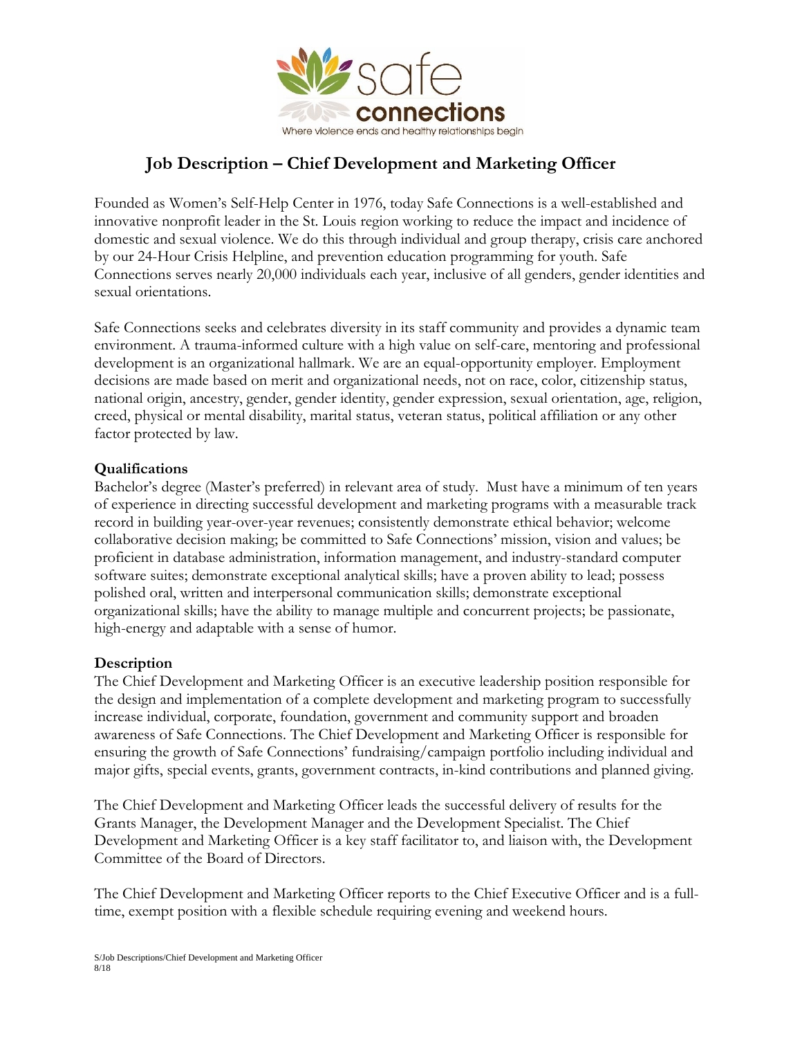safe connections

Where violence ends and healthy relationships begin

# Job Description – Chief Development and Marketing Officer

Founded as Women's Self-Help Center in 1976, today Safe Connections is a well-established and innovative nonprofit leader in the St. Louis region working to reduce the impact and incidence of domestic and sexual violence. We do this through individual and group therapy, crisis care anchored by our 24-Hour Crisis Helpline, and prevention education programming for youth. Safe Connections serves nearly 20,000 individuals each year, inclusive of all genders, gender identities and sexual orientations.

Safe Connections seeks and celebrates diversity in its staff community and provides a dynamic team environment. A trauma-informed culture with a high value on self-care, mentoring and professional development is an organizational hallmark. We are an equal-opportunity employer. Employment decisions are made based on merit and organizational needs, not on race, color, citizenship status, national origin, ancestry, gender, gender identity, gender expression, sexual orientation, age, religion, creed, physical or mental disability, marital status, veteran status, political affiliation or any other factor protected by law.

**Qualifications**

Bachelor's degree (Master's preferred) in relevant area of study. Must have a minimum of ten years of experience in directing successful development and marketing programs with a measurable track record in building year-over-year revenues; consistently demonstrate ethical behavior; welcome collaborative decision making; be committed to Safe Connections' mission, vision and values; be proficient in database administration, information management, and industry-standard computer software suites; demonstrate exceptional analytical skills; have a proven ability to lead; possess polished oral, written and interpersonal communication skills; demonstrate exceptional organizational skills; have the ability to manage multiple and concurrent projects; be passionate, high-energy and adaptable with a sense of humor.

**Description**

The Chief Development and Marketing Officer is an executive leadership position responsible for the design and implementation of a complete development and marketing program to successfully increase individual, corporate, foundation, government and community support and broaden awareness of Safe Connections. The Chief Development and Marketing Officer is responsible for ensuring the growth of Safe Connections' fundraising/campaign portfolio including individual and major gifts, special events, grants, government contracts, in-kind contributions and planned giving.

The Chief Development and Marketing Officer leads the successful delivery of results for the Grants Manager, the Development Manager and the Development Specialist. The Chief Development and Marketing Officer is a key staff facilitator to, and liaison with, the Development Committee of the Board of Directors.

The Chief Development and Marketing Officer reports to the Chief Executive Officer and is a full-time, exempt position with a flexible schedule requiring evening and weekend hours.

S/Job Descriptions/Chief Development and Marketing Officer
8/18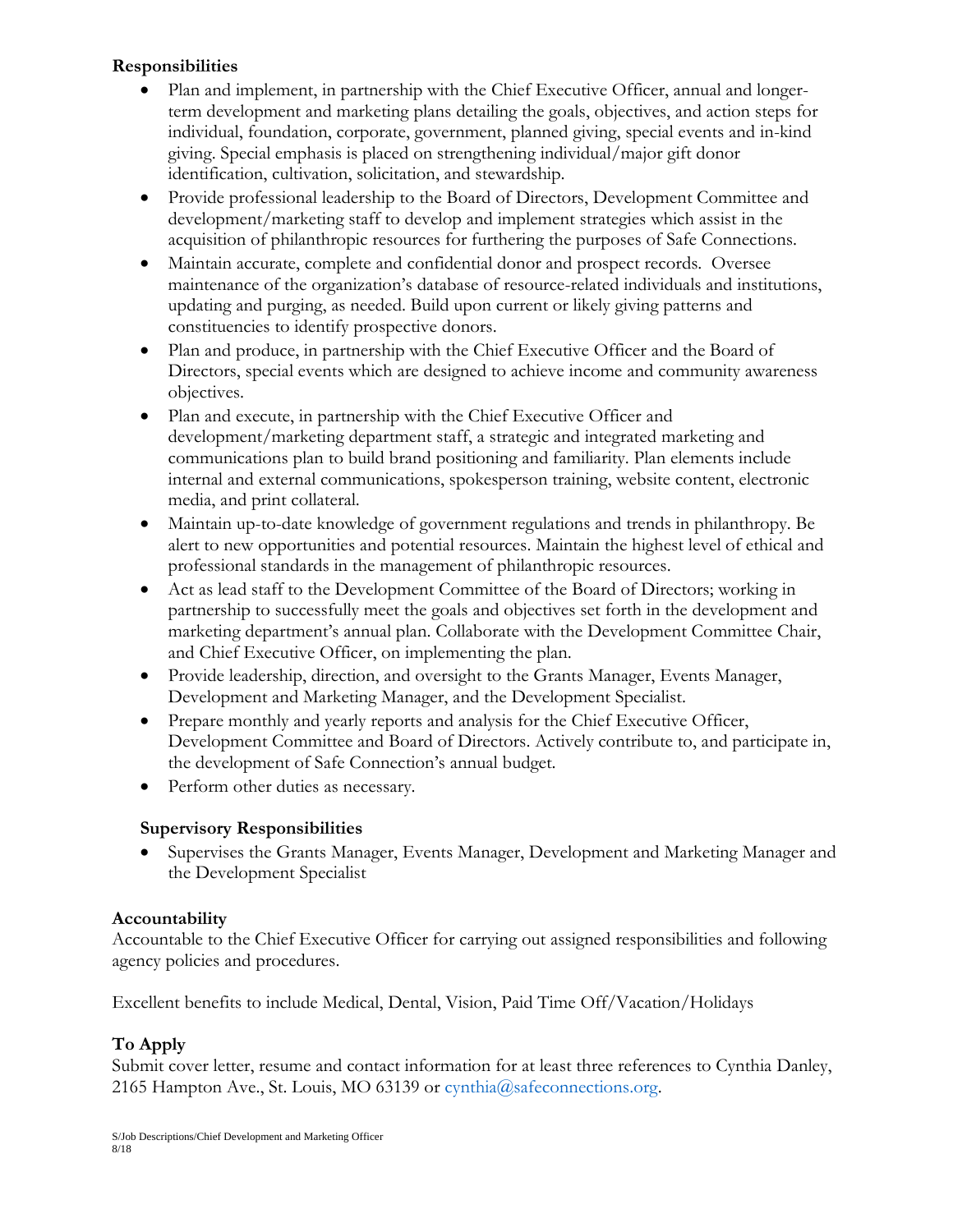**Responsibilities**

- Plan and implement, in partnership with the Chief Executive Officer, annual and longer-term development and marketing plans detailing the goals, objectives, and action steps for individual, foundation, corporate, government, planned giving, special events and in-kind giving. Special emphasis is placed on strengthening individual/major gift donor identification, cultivation, solicitation, and stewardship.
- Provide professional leadership to the Board of Directors, Development Committee and development/marketing staff to develop and implement strategies which assist in the acquisition of philanthropic resources for furthering the purposes of Safe Connections.
- Maintain accurate, complete and confidential donor and prospect records. Oversee maintenance of the organization's database of resource-related individuals and institutions, updating and purging, as needed. Build upon current or likely giving patterns and constituencies to identify prospective donors.
- Plan and produce, in partnership with the Chief Executive Officer and the Board of Directors, special events which are designed to achieve income and community awareness objectives.
- Plan and execute, in partnership with the Chief Executive Officer and development/marketing department staff, a strategic and integrated marketing and communications plan to build brand positioning and familiarity. Plan elements include internal and external communications, spokesperson training, website content, electronic media, and print collateral.
- Maintain up-to-date knowledge of government regulations and trends in philanthropy. Be alert to new opportunities and potential resources. Maintain the highest level of ethical and professional standards in the management of philanthropic resources.
- Act as lead staff to the Development Committee of the Board of Directors; working in partnership to successfully meet the goals and objectives set forth in the development and marketing department's annual plan. Collaborate with the Development Committee Chair, and Chief Executive Officer, on implementing the plan.
- Provide leadership, direction, and oversight to the Grants Manager, Events Manager, Development and Marketing Manager, and the Development Specialist.
- Prepare monthly and yearly reports and analysis for the Chief Executive Officer, Development Committee and Board of Directors. Actively contribute to, and participate in, the development of Safe Connection's annual budget.
- Perform other duties as necessary.

**Supervisory Responsibilities**

- Supervises the Grants Manager, Events Manager, Development and Marketing Manager and the Development Specialist

**Accountability**

Accountable to the Chief Executive Officer for carrying out assigned responsibilities and following agency policies and procedures.

Excellent benefits to include Medical, Dental, Vision, Paid Time Off/Vacation/Holidays

**To Apply**

Submit cover letter, resume and contact information for at least three references to Cynthia Danley, 2165 Hampton Ave., St. Louis, MO 63139 or cynthia@safeconnections.org.

S/Job Descriptions/Chief Development and Marketing Officer
8/18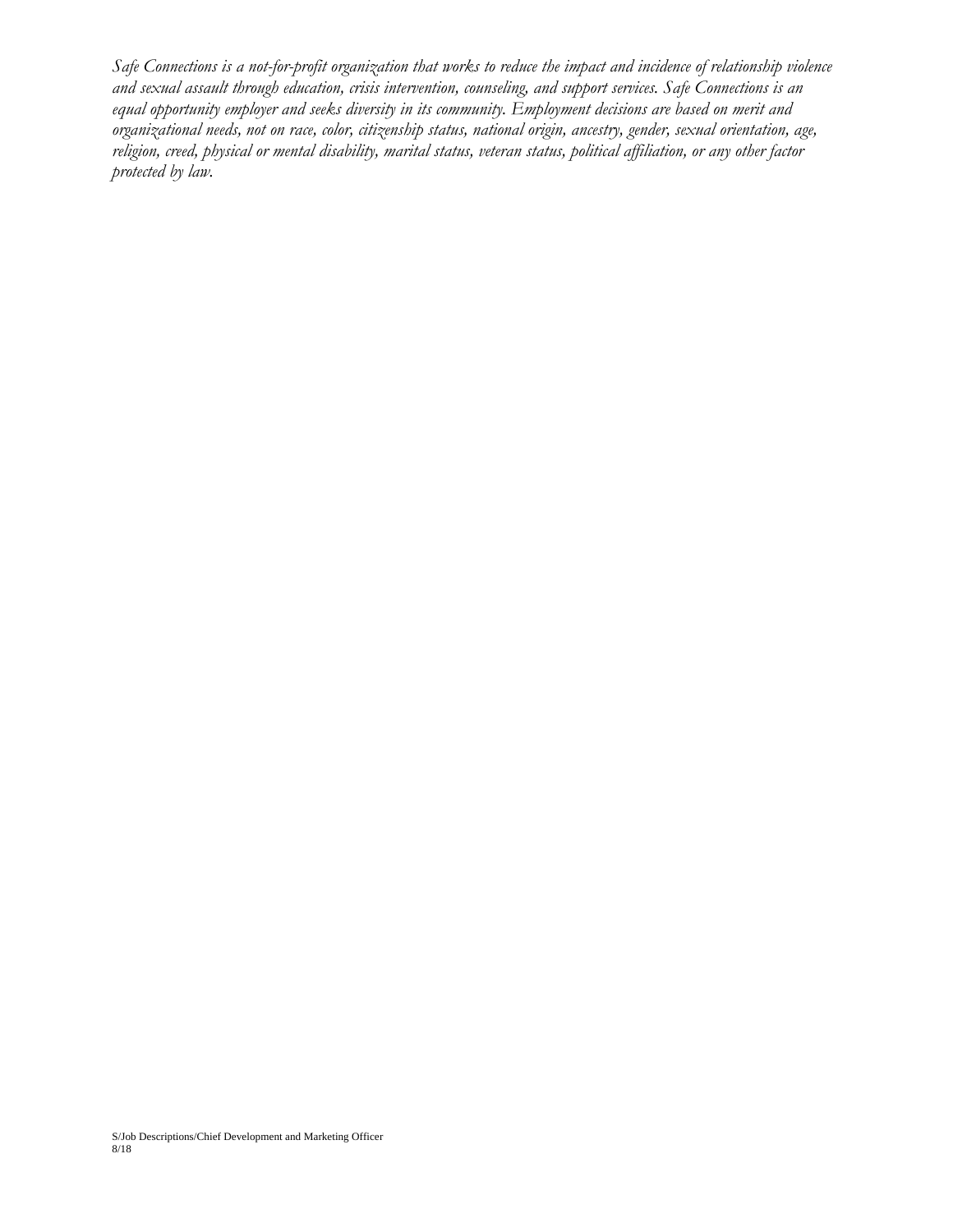*Safe Connections is a not-for-profit organization that works to reduce the impact and incidence of relationship violence and sexual assault through education, crisis intervention, counseling, and support services. Safe Connections is an equal opportunity employer and seeks diversity in its community. Employment decisions are based on merit and organizational needs, not on race, color, citizenship status, national origin, ancestry, gender, sexual orientation, age, religion, creed, physical or mental disability, marital status, veteran status, political affiliation, or any other factor protected by law.*